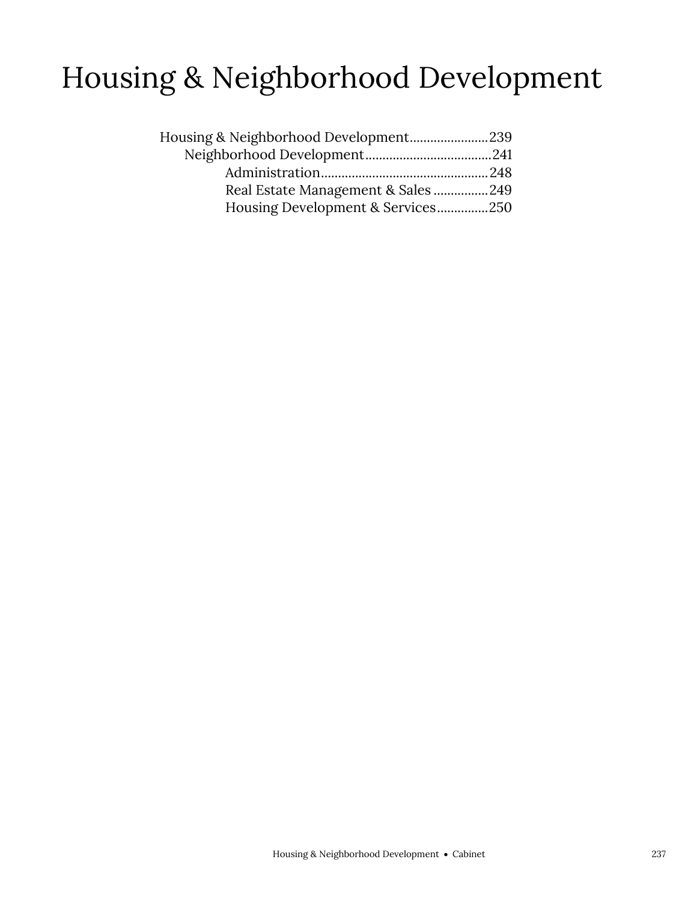# Housing & Neighborhood Development

- Housing & Neighborhood Development.......................239
  - Neighborhood Development.....................................241
    - Administration.................................................248
    - Real Estate Management & Sales ................249
    - Housing Development & Services...............250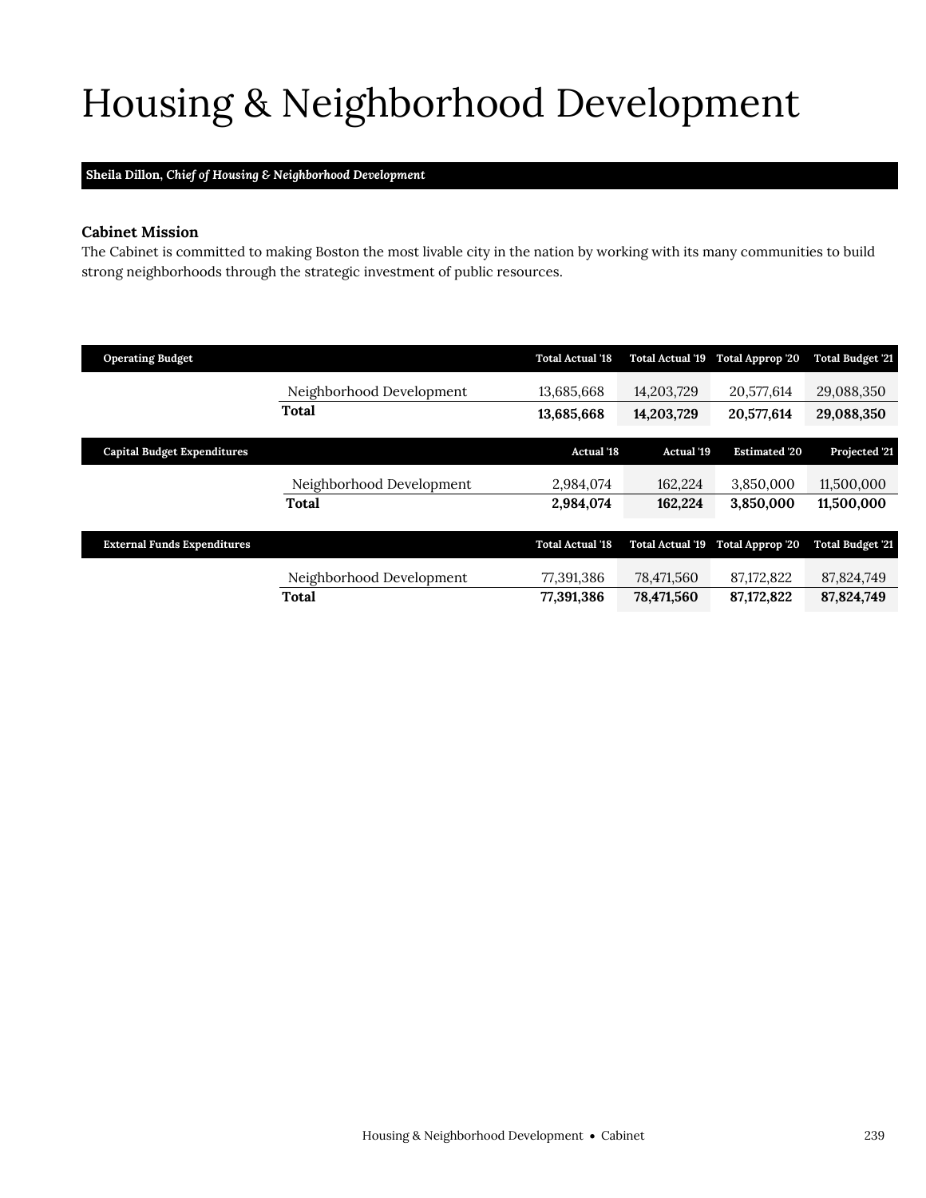# Housing & Neighborhood Development

**Sheila Dillon, *Chief of Housing & Neighborhood Development***

### Cabinet Mission

The Cabinet is committed to making Boston the most livable city in the nation by working with its many communities to build strong neighborhoods through the strategic investment of public resources.

| Operating Budget | Total Actual '18 | Total Actual '19 | Total Approp '20 | Total Budget '21 |
|---|---|---|---|---|
| Neighborhood Development | 13,685,668 | 14,203,729 | 20,577,614 | 29,088,350 |
| **Total** | **13,685,668** | **14,203,729** | **20,577,614** | **29,088,350** |

| Capital Budget Expenditures | Actual '18 | Actual '19 | Estimated '20 | Projected '21 |
|---|---|---|---|---|
| Neighborhood Development | 2,984,074 | 162,224 | 3,850,000 | 11,500,000 |
| **Total** | **2,984,074** | **162,224** | **3,850,000** | **11,500,000** |

| External Funds Expenditures | Total Actual '18 | Total Actual '19 | Total Approp '20 | Total Budget '21 |
|---|---|---|---|---|
| Neighborhood Development | 77,391,386 | 78,471,560 | 87,172,822 | 87,824,749 |
| **Total** | **77,391,386** | **78,471,560** | **87,172,822** | **87,824,749** |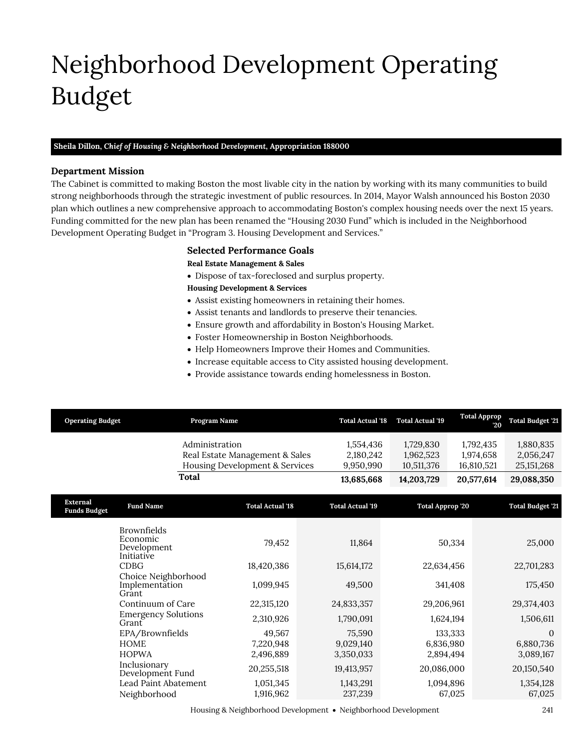# Neighborhood Development Operating Budget

**Sheila Dillon, *Chief of Housing & Neighborhood Development*, Appropriation 188000**

### Department Mission

The Cabinet is committed to making Boston the most livable city in the nation by working with its many communities to build strong neighborhoods through the strategic investment of public resources. In 2014, Mayor Walsh announced his Boston 2030 plan which outlines a new comprehensive approach to accommodating Boston's complex housing needs over the next 15 years. Funding committed for the new plan has been renamed the "Housing 2030 Fund" which is included in the Neighborhood Development Operating Budget in "Program 3. Housing Development and Services."

### Selected Performance Goals

**Real Estate Management & Sales**

- Dispose of tax-foreclosed and surplus property.

**Housing Development & Services**

- Assist existing homeowners in retaining their homes.
- Assist tenants and landlords to preserve their tenancies.
- Ensure growth and affordability in Boston's Housing Market.
- Foster Homeownership in Boston Neighborhoods.
- Help Homeowners Improve their Homes and Communities.
- Increase equitable access to City assisted housing development.
- Provide assistance towards ending homelessness in Boston.

| Operating Budget | Program Name | Total Actual '18 | Total Actual '19 | Total Approp '20 | Total Budget '21 |
|---|---|---|---|---|---|
| | Administration | 1,554,436 | 1,729,830 | 1,792,435 | 1,880,835 |
| | Real Estate Management & Sales | 2,180,242 | 1,962,523 | 1,974,658 | 2,056,247 |
| | Housing Development & Services | 9,950,990 | 10,511,376 | 16,810,521 | 25,151,268 |
| | **Total** | **13,685,668** | **14,203,729** | **20,577,614** | **29,088,350** |

| External Funds Budget | Fund Name | Total Actual '18 | Total Actual '19 | Total Approp '20 | Total Budget '21 |
|---|---|---|---|---|---|
| | Brownfields Economic Development Initiative | 79,452 | 11,864 | 50,334 | 25,000 |
| | CDBG | 18,420,386 | 15,614,172 | 22,634,456 | 22,701,283 |
| | Choice Neighborhood Implementation Grant | 1,099,945 | 49,500 | 341,408 | 175,450 |
| | Continuum of Care | 22,315,120 | 24,833,357 | 29,206,961 | 29,374,403 |
| | Emergency Solutions Grant | 2,310,926 | 1,790,091 | 1,624,194 | 1,506,611 |
| | EPA/Brownfields | 49,567 | 75,590 | 133,333 | 0 |
| | HOME | 7,220,948 | 9,029,140 | 6,836,980 | 6,880,736 |
| | HOPWA | 2,496,889 | 3,350,033 | 2,894,494 | 3,089,167 |
| | Inclusionary Development Fund | 20,255,518 | 19,413,957 | 20,086,000 | 20,150,540 |
| | Lead Paint Abatement | 1,051,345 | 1,143,291 | 1,094,896 | 1,354,128 |
| | Neighborhood | 1,916,962 | 237,239 | 67,025 | 67,025 |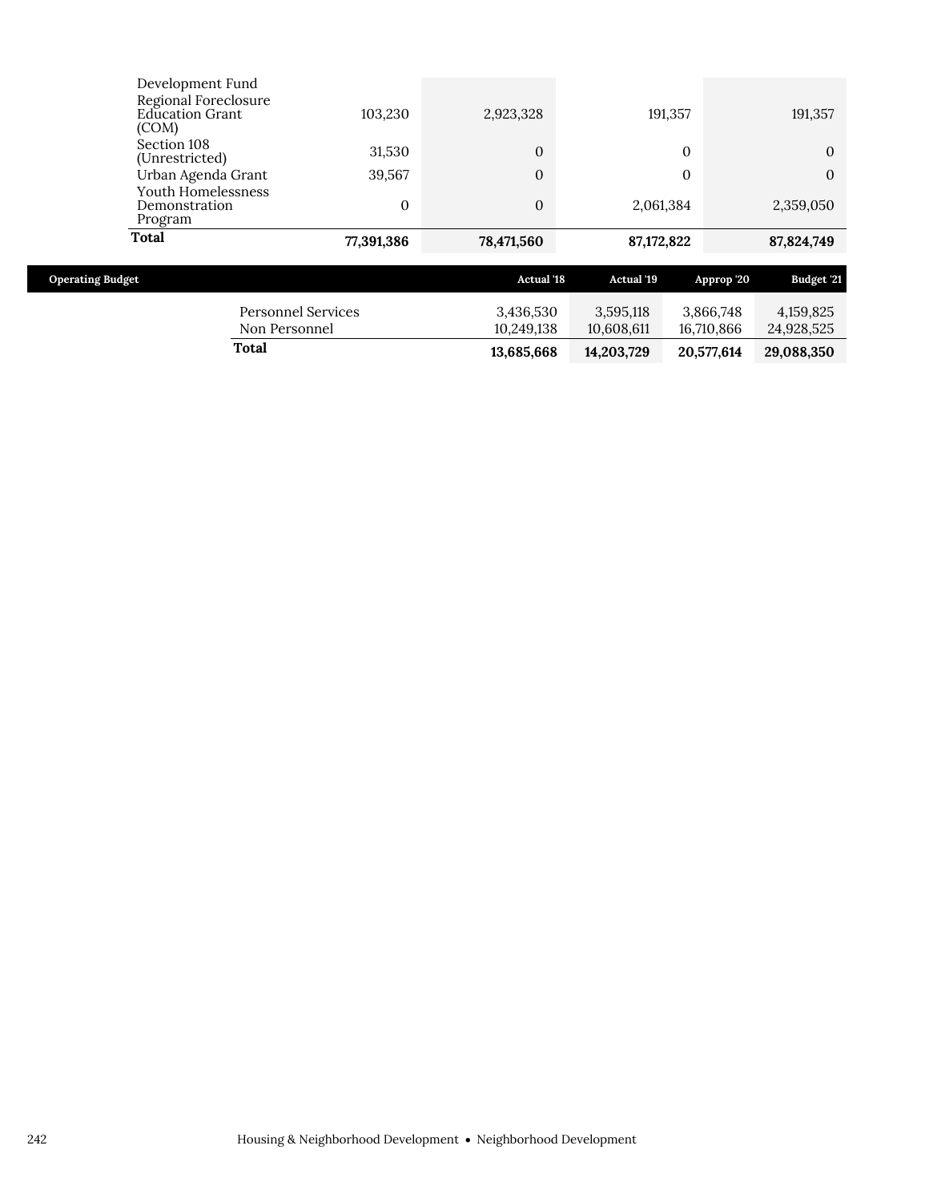| | | | | |
|---|---|---|---|---|
| Development Fund | | | | |
| Regional Foreclosure Education Grant (COM) | 103,230 | 2,923,328 | 191,357 | 191,357 |
| Section 108 (Unrestricted) | 31,530 | 0 | 0 | 0 |
| Urban Agenda Grant | 39,567 | 0 | 0 | 0 |
| Youth Homelessness Demonstration Program | 0 | 0 | 2,061,384 | 2,359,050 |
| **Total** | **77,391,386** | **78,471,560** | **87,172,822** | **87,824,749** |

| Operating Budget | Actual '18 | Actual '19 | Approp '20 | Budget '21 |
|---|---|---|---|---|
| Personnel Services | 3,436,530 | 3,595,118 | 3,866,748 | 4,159,825 |
| Non Personnel | 10,249,138 | 10,608,611 | 16,710,866 | 24,928,525 |
| **Total** | **13,685,668** | **14,203,729** | **20,577,614** | **29,088,350** |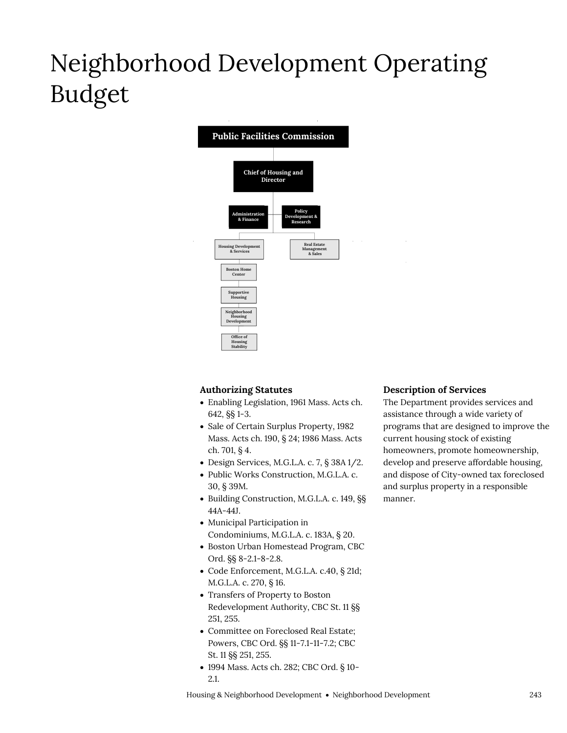# Neighborhood Development Operating Budget

Public Facilities Commission

Chief of Housing and Director

Administration & Finance

Policy Development & Research

Housing Development & Services

Real Estate Management & Sales

Boston Home Center

Supportive Housing

Neighborhood Housing Development

Office of Housing Stability

### Authorizing Statutes

- Enabling Legislation, 1961 Mass. Acts ch. 642, §§ 1-3.
- Sale of Certain Surplus Property, 1982 Mass. Acts ch. 190, § 24; 1986 Mass. Acts ch. 701, § 4.
- Design Services, M.G.L.A. c. 7, § 38A 1/2.
- Public Works Construction, M.G.L.A. c. 30, § 39M.
- Building Construction, M.G.L.A. c. 149, §§ 44A-44J.
- Municipal Participation in Condominiums, M.G.L.A. c. 183A, § 20.
- Boston Urban Homestead Program, CBC Ord. §§ 8-2.1-8-2.8.
- Code Enforcement, M.G.L.A. c.40, § 21d; M.G.L.A. c. 270, § 16.
- Transfers of Property to Boston Redevelopment Authority, CBC St. 11 §§ 251, 255.
- Committee on Foreclosed Real Estate; Powers, CBC Ord. §§ 11-7.1-11-7.2; CBC St. 11 §§ 251, 255.
- 1994 Mass. Acts ch. 282; CBC Ord. § 10-2.1.

### Description of Services

The Department provides services and assistance through a wide variety of programs that are designed to improve the current housing stock of existing homeowners, promote homeownership, develop and preserve affordable housing, and dispose of City-owned tax foreclosed and surplus property in a responsible manner.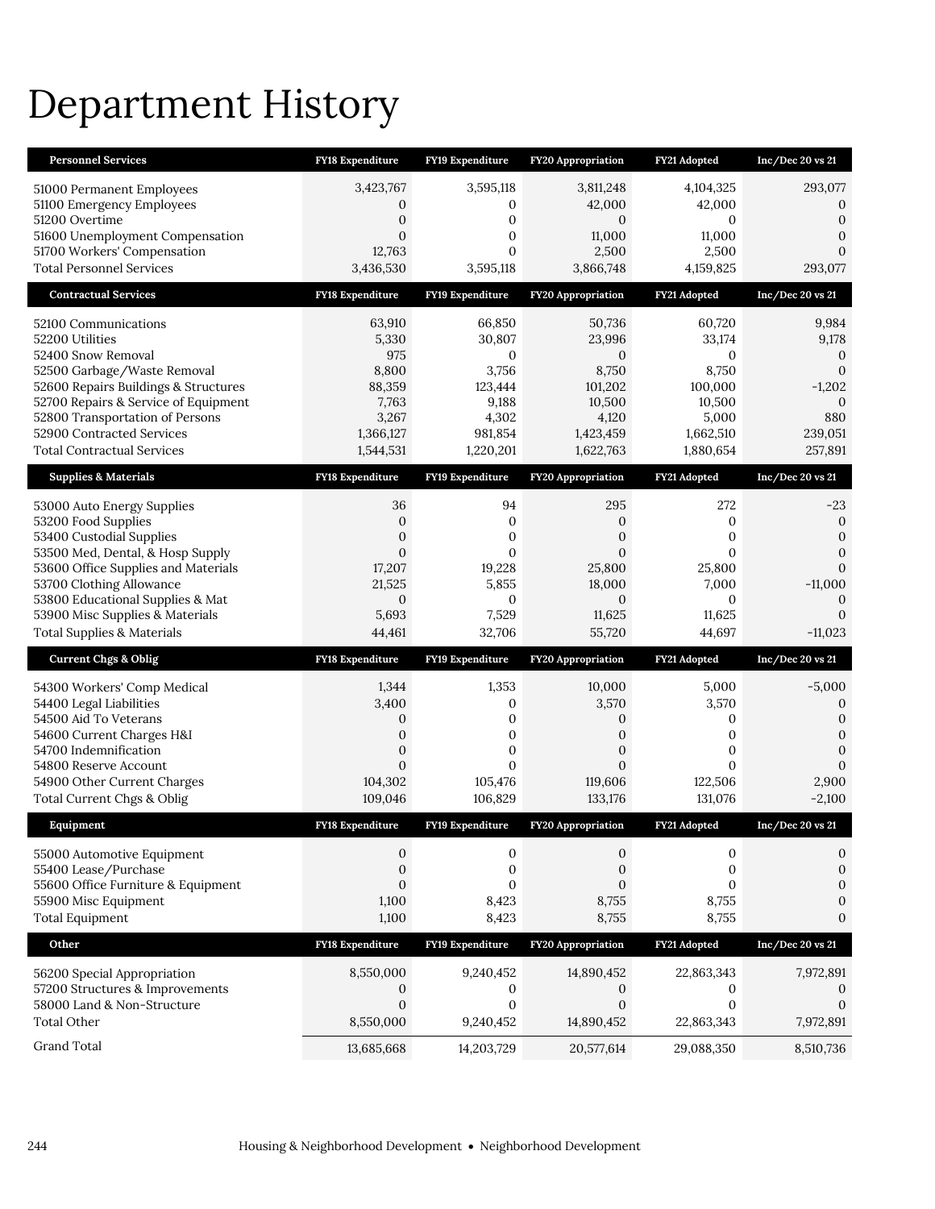# Department History

| Personnel Services | FY18 Expenditure | FY19 Expenditure | FY20 Appropriation | FY21 Adopted | Inc/Dec 20 vs 21 |
|---|---|---|---|---|---|
| 51000 Permanent Employees | 3,423,767 | 3,595,118 | 3,811,248 | 4,104,325 | 293,077 |
| 51100 Emergency Employees | 0 | 0 | 42,000 | 42,000 | 0 |
| 51200 Overtime | 0 | 0 | 0 | 0 | 0 |
| 51600 Unemployment Compensation | 0 | 0 | 11,000 | 11,000 | 0 |
| 51700 Workers' Compensation | 12,763 | 0 | 2,500 | 2,500 | 0 |
| Total Personnel Services | 3,436,530 | 3,595,118 | 3,866,748 | 4,159,825 | 293,077 |
| **Contractual Services** | **FY18 Expenditure** | **FY19 Expenditure** | **FY20 Appropriation** | **FY21 Adopted** | **Inc/Dec 20 vs 21** |
| 52100 Communications | 63,910 | 66,850 | 50,736 | 60,720 | 9,984 |
| 52200 Utilities | 5,330 | 30,807 | 23,996 | 33,174 | 9,178 |
| 52400 Snow Removal | 975 | 0 | 0 | 0 | 0 |
| 52500 Garbage/Waste Removal | 8,800 | 3,756 | 8,750 | 8,750 | 0 |
| 52600 Repairs Buildings & Structures | 88,359 | 123,444 | 101,202 | 100,000 | -1,202 |
| 52700 Repairs & Service of Equipment | 7,763 | 9,188 | 10,500 | 10,500 | 0 |
| 52800 Transportation of Persons | 3,267 | 4,302 | 4,120 | 5,000 | 880 |
| 52900 Contracted Services | 1,366,127 | 981,854 | 1,423,459 | 1,662,510 | 239,051 |
| Total Contractual Services | 1,544,531 | 1,220,201 | 1,622,763 | 1,880,654 | 257,891 |
| **Supplies & Materials** | **FY18 Expenditure** | **FY19 Expenditure** | **FY20 Appropriation** | **FY21 Adopted** | **Inc/Dec 20 vs 21** |
| 53000 Auto Energy Supplies | 36 | 94 | 295 | 272 | -23 |
| 53200 Food Supplies | 0 | 0 | 0 | 0 | 0 |
| 53400 Custodial Supplies | 0 | 0 | 0 | 0 | 0 |
| 53500 Med, Dental, & Hosp Supply | 0 | 0 | 0 | 0 | 0 |
| 53600 Office Supplies and Materials | 17,207 | 19,228 | 25,800 | 25,800 | 0 |
| 53700 Clothing Allowance | 21,525 | 5,855 | 18,000 | 7,000 | -11,000 |
| 53800 Educational Supplies & Mat | 0 | 0 | 0 | 0 | 0 |
| 53900 Misc Supplies & Materials | 5,693 | 7,529 | 11,625 | 11,625 | 0 |
| Total Supplies & Materials | 44,461 | 32,706 | 55,720 | 44,697 | -11,023 |
| **Current Chgs & Oblig** | **FY18 Expenditure** | **FY19 Expenditure** | **FY20 Appropriation** | **FY21 Adopted** | **Inc/Dec 20 vs 21** |
| 54300 Workers' Comp Medical | 1,344 | 1,353 | 10,000 | 5,000 | -5,000 |
| 54400 Legal Liabilities | 3,400 | 0 | 3,570 | 3,570 | 0 |
| 54500 Aid To Veterans | 0 | 0 | 0 | 0 | 0 |
| 54600 Current Charges H&I | 0 | 0 | 0 | 0 | 0 |
| 54700 Indemnification | 0 | 0 | 0 | 0 | 0 |
| 54800 Reserve Account | 0 | 0 | 0 | 0 | 0 |
| 54900 Other Current Charges | 104,302 | 105,476 | 119,606 | 122,506 | 2,900 |
| Total Current Chgs & Oblig | 109,046 | 106,829 | 133,176 | 131,076 | -2,100 |
| **Equipment** | **FY18 Expenditure** | **FY19 Expenditure** | **FY20 Appropriation** | **FY21 Adopted** | **Inc/Dec 20 vs 21** |
| 55000 Automotive Equipment | 0 | 0 | 0 | 0 | 0 |
| 55400 Lease/Purchase | 0 | 0 | 0 | 0 | 0 |
| 55600 Office Furniture & Equipment | 0 | 0 | 0 | 0 | 0 |
| 55900 Misc Equipment | 1,100 | 8,423 | 8,755 | 8,755 | 0 |
| Total Equipment | 1,100 | 8,423 | 8,755 | 8,755 | 0 |
| **Other** | **FY18 Expenditure** | **FY19 Expenditure** | **FY20 Appropriation** | **FY21 Adopted** | **Inc/Dec 20 vs 21** |
| 56200 Special Appropriation | 8,550,000 | 9,240,452 | 14,890,452 | 22,863,343 | 7,972,891 |
| 57200 Structures & Improvements | 0 | 0 | 0 | 0 | 0 |
| 58000 Land & Non-Structure | 0 | 0 | 0 | 0 | 0 |
| Total Other | 8,550,000 | 9,240,452 | 14,890,452 | 22,863,343 | 7,972,891 |
| Grand Total | 13,685,668 | 14,203,729 | 20,577,614 | 29,088,350 | 8,510,736 |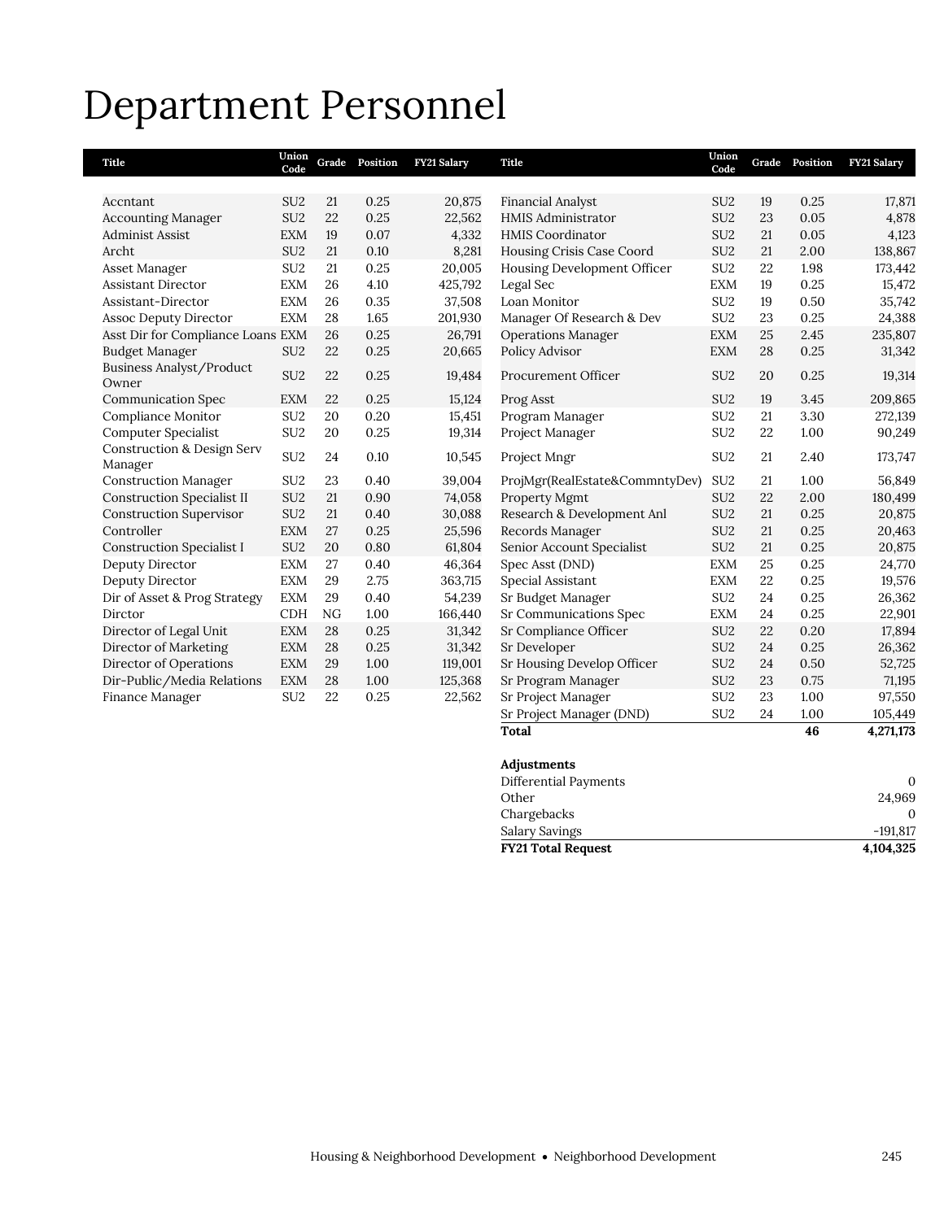# Department Personnel

| Title | Union Code | Grade | Position | FY21 Salary |
|---|---|---|---|---|
| Accntant | SU2 | 21 | 0.25 | 20,875 |
| Accounting Manager | SU2 | 22 | 0.25 | 22,562 |
| Administ Assist | EXM | 19 | 0.07 | 4,332 |
| Archt | SU2 | 21 | 0.10 | 8,281 |
| Asset Manager | SU2 | 21 | 0.25 | 20,005 |
| Assistant Director | EXM | 26 | 4.10 | 425,792 |
| Assistant-Director | EXM | 26 | 0.35 | 37,508 |
| Assoc Deputy Director | EXM | 28 | 1.65 | 201,930 |
| Asst Dir for Compliance Loans | EXM | 26 | 0.25 | 26,791 |
| Budget Manager | SU2 | 22 | 0.25 | 20,665 |
| Business Analyst/Product Owner | SU2 | 22 | 0.25 | 19,484 |
| Communication Spec | EXM | 22 | 0.25 | 15,124 |
| Compliance Monitor | SU2 | 20 | 0.20 | 15,451 |
| Computer Specialist | SU2 | 20 | 0.25 | 19,314 |
| Construction & Design Serv Manager | SU2 | 24 | 0.10 | 10,545 |
| Construction Manager | SU2 | 23 | 0.40 | 39,004 |
| Construction Specialist II | SU2 | 21 | 0.90 | 74,058 |
| Construction Supervisor | SU2 | 21 | 0.40 | 30,088 |
| Controller | EXM | 27 | 0.25 | 25,596 |
| Construction Specialist I | SU2 | 20 | 0.80 | 61,804 |
| Deputy Director | EXM | 27 | 0.40 | 46,364 |
| Deputy Director | EXM | 29 | 2.75 | 363,715 |
| Dir of Asset & Prog Strategy | EXM | 29 | 0.40 | 54,239 |
| Dirctor | CDH | NG | 1.00 | 166,440 |
| Director of Legal Unit | EXM | 28 | 0.25 | 31,342 |
| Director of Marketing | EXM | 28 | 0.25 | 31,342 |
| Director of Operations | EXM | 29 | 1.00 | 119,001 |
| Dir-Public/Media Relations | EXM | 28 | 1.00 | 125,368 |
| Finance Manager | SU2 | 22 | 0.25 | 22,562 |
| Financial Analyst | SU2 | 19 | 0.25 | 17,871 |
| HMIS Administrator | SU2 | 23 | 0.05 | 4,878 |
| HMIS Coordinator | SU2 | 21 | 0.05 | 4,123 |
| Housing Crisis Case Coord | SU2 | 21 | 2.00 | 138,867 |
| Housing Development Officer | SU2 | 22 | 1.98 | 173,442 |
| Legal Sec | EXM | 19 | 0.25 | 15,472 |
| Loan Monitor | SU2 | 19 | 0.50 | 35,742 |
| Manager Of Research & Dev | SU2 | 23 | 0.25 | 24,388 |
| Operations Manager | EXM | 25 | 2.45 | 235,807 |
| Policy Advisor | EXM | 28 | 0.25 | 31,342 |
| Procurement Officer | SU2 | 20 | 0.25 | 19,314 |
| Prog Asst | SU2 | 19 | 3.45 | 209,865 |
| Program Manager | SU2 | 21 | 3.30 | 272,139 |
| Project Manager | SU2 | 22 | 1.00 | 90,249 |
| Project Mngr | SU2 | 21 | 2.40 | 173,747 |
| ProjMgr(RealEstate&CommntyDev) | SU2 | 21 | 1.00 | 56,849 |
| Property Mgmt | SU2 | 22 | 2.00 | 180,499 |
| Research & Development Anl | SU2 | 21 | 0.25 | 20,875 |
| Records Manager | SU2 | 21 | 0.25 | 20,463 |
| Senior Account Specialist | SU2 | 21 | 0.25 | 20,875 |
| Spec Asst (DND) | EXM | 25 | 0.25 | 24,770 |
| Special Assistant | EXM | 22 | 0.25 | 19,576 |
| Sr Budget Manager | SU2 | 24 | 0.25 | 26,362 |
| Sr Communications Spec | EXM | 24 | 0.25 | 22,901 |
| Sr Compliance Officer | SU2 | 22 | 0.20 | 17,894 |
| Sr Developer | SU2 | 24 | 0.25 | 26,362 |
| Sr Housing Develop Officer | SU2 | 24 | 0.50 | 52,725 |
| Sr Program Manager | SU2 | 23 | 0.75 | 71,195 |
| Sr Project Manager | SU2 | 23 | 1.00 | 97,550 |
| Sr Project Manager (DND) | SU2 | 24 | 1.00 | 105,449 |
| **Total** | | | **46** | **4,271,173** |

| **Adjustments** | |
|---|---|
| Differential Payments | 0 |
| Other | 24,969 |
| Chargebacks | 0 |
| Salary Savings | -191,817 |
| **FY21 Total Request** | **4,104,325** |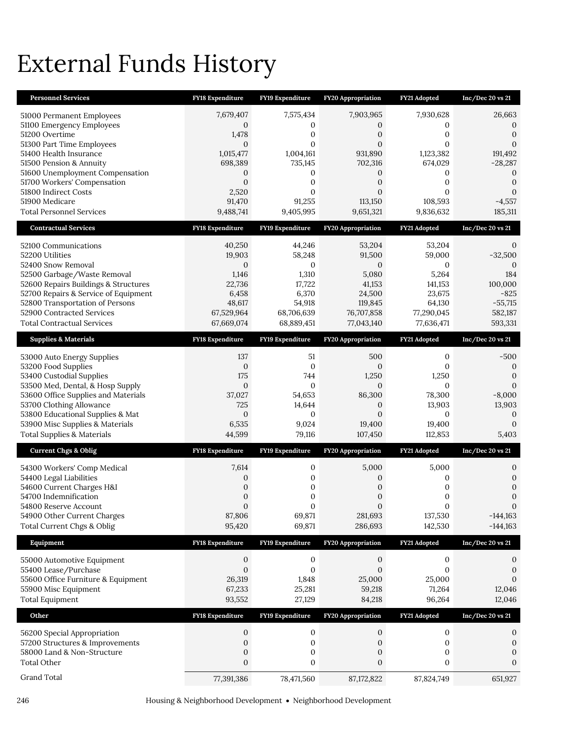# External Funds History

| Personnel Services | FY18 Expenditure | FY19 Expenditure | FY20 Appropriation | FY21 Adopted | Inc/Dec 20 vs 21 |
|---|---|---|---|---|---|
| 51000 Permanent Employees | 7,679,407 | 7,575,434 | 7,903,965 | 7,930,628 | 26,663 |
| 51100 Emergency Employees | 0 | 0 | 0 | 0 | 0 |
| 51200 Overtime | 1,478 | 0 | 0 | 0 | 0 |
| 51300 Part Time Employees | 0 | 0 | 0 | 0 | 0 |
| 51400 Health Insurance | 1,015,477 | 1,004,161 | 931,890 | 1,123,382 | 191,492 |
| 51500 Pension & Annuity | 698,389 | 735,145 | 702,316 | 674,029 | -28,287 |
| 51600 Unemployment Compensation | 0 | 0 | 0 | 0 | 0 |
| 51700 Workers' Compensation | 0 | 0 | 0 | 0 | 0 |
| 51800 Indirect Costs | 2,520 | 0 | 0 | 0 | 0 |
| 51900 Medicare | 91,470 | 91,255 | 113,150 | 108,593 | -4,557 |
| Total Personnel Services | 9,488,741 | 9,405,995 | 9,651,321 | 9,836,632 | 185,311 |

| Contractual Services | FY18 Expenditure | FY19 Expenditure | FY20 Appropriation | FY21 Adopted | Inc/Dec 20 vs 21 |
|---|---|---|---|---|---|
| 52100 Communications | 40,250 | 44,246 | 53,204 | 53,204 | 0 |
| 52200 Utilities | 19,903 | 58,248 | 91,500 | 59,000 | -32,500 |
| 52400 Snow Removal | 0 | 0 | 0 | 0 | 0 |
| 52500 Garbage/Waste Removal | 1,146 | 1,310 | 5,080 | 5,264 | 184 |
| 52600 Repairs Buildings & Structures | 22,736 | 17,722 | 41,153 | 141,153 | 100,000 |
| 52700 Repairs & Service of Equipment | 6,458 | 6,370 | 24,500 | 23,675 | -825 |
| 52800 Transportation of Persons | 48,617 | 54,918 | 119,845 | 64,130 | -55,715 |
| 52900 Contracted Services | 67,529,964 | 68,706,639 | 76,707,858 | 77,290,045 | 582,187 |
| Total Contractual Services | 67,669,074 | 68,889,451 | 77,043,140 | 77,636,471 | 593,331 |

| Supplies & Materials | FY18 Expenditure | FY19 Expenditure | FY20 Appropriation | FY21 Adopted | Inc/Dec 20 vs 21 |
|---|---|---|---|---|---|
| 53000 Auto Energy Supplies | 137 | 51 | 500 | 0 | -500 |
| 53200 Food Supplies | 0 | 0 | 0 | 0 | 0 |
| 53400 Custodial Supplies | 175 | 744 | 1,250 | 1,250 | 0 |
| 53500 Med, Dental, & Hosp Supply | 0 | 0 | 0 | 0 | 0 |
| 53600 Office Supplies and Materials | 37,027 | 54,653 | 86,300 | 78,300 | -8,000 |
| 53700 Clothing Allowance | 725 | 14,644 | 0 | 13,903 | 13,903 |
| 53800 Educational Supplies & Mat | 0 | 0 | 0 | 0 | 0 |
| 53900 Misc Supplies & Materials | 6,535 | 9,024 | 19,400 | 19,400 | 0 |
| Total Supplies & Materials | 44,599 | 79,116 | 107,450 | 112,853 | 5,403 |

| Current Chgs & Oblig | FY18 Expenditure | FY19 Expenditure | FY20 Appropriation | FY21 Adopted | Inc/Dec 20 vs 21 |
|---|---|---|---|---|---|
| 54300 Workers' Comp Medical | 7,614 | 0 | 5,000 | 5,000 | 0 |
| 54400 Legal Liabilities | 0 | 0 | 0 | 0 | 0 |
| 54600 Current Charges H&I | 0 | 0 | 0 | 0 | 0 |
| 54700 Indemnification | 0 | 0 | 0 | 0 | 0 |
| 54800 Reserve Account | 0 | 0 | 0 | 0 | 0 |
| 54900 Other Current Charges | 87,806 | 69,871 | 281,693 | 137,530 | -144,163 |
| Total Current Chgs & Oblig | 95,420 | 69,871 | 286,693 | 142,530 | -144,163 |

| Equipment | FY18 Expenditure | FY19 Expenditure | FY20 Appropriation | FY21 Adopted | Inc/Dec 20 vs 21 |
|---|---|---|---|---|---|
| 55000 Automotive Equipment | 0 | 0 | 0 | 0 | 0 |
| 55400 Lease/Purchase | 0 | 0 | 0 | 0 | 0 |
| 55600 Office Furniture & Equipment | 26,319 | 1,848 | 25,000 | 25,000 | 0 |
| 55900 Misc Equipment | 67,233 | 25,281 | 59,218 | 71,264 | 12,046 |
| Total Equipment | 93,552 | 27,129 | 84,218 | 96,264 | 12,046 |

| Other | FY18 Expenditure | FY19 Expenditure | FY20 Appropriation | FY21 Adopted | Inc/Dec 20 vs 21 |
|---|---|---|---|---|---|
| 56200 Special Appropriation | 0 | 0 | 0 | 0 | 0 |
| 57200 Structures & Improvements | 0 | 0 | 0 | 0 | 0 |
| 58000 Land & Non-Structure | 0 | 0 | 0 | 0 | 0 |
| Total Other | 0 | 0 | 0 | 0 | 0 |
| Grand Total | 77,391,386 | 78,471,560 | 87,172,822 | 87,824,749 | 651,927 |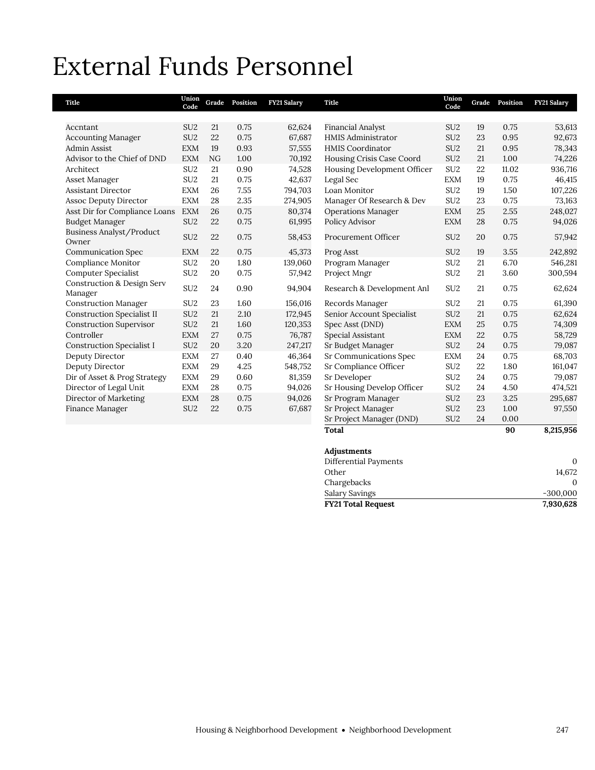# External Funds Personnel

| Title | Union Code | Grade | Position | FY21 Salary |
|---|---|---|---|---|
| Accntant | SU2 | 21 | 0.75 | 62,624 |
| Accounting Manager | SU2 | 22 | 0.75 | 67,687 |
| Admin Assist | EXM | 19 | 0.93 | 57,555 |
| Advisor to the Chief of DND | EXM | NG | 1.00 | 70,192 |
| Architect | SU2 | 21 | 0.90 | 74,528 |
| Asset Manager | SU2 | 21 | 0.75 | 42,637 |
| Assistant Director | EXM | 26 | 7.55 | 794,703 |
| Assoc Deputy Director | EXM | 28 | 2.35 | 274,905 |
| Asst Dir for Compliance Loans | EXM | 26 | 0.75 | 80,374 |
| Budget Manager | SU2 | 22 | 0.75 | 61,995 |
| Business Analyst/Product Owner | SU2 | 22 | 0.75 | 58,453 |
| Communication Spec | EXM | 22 | 0.75 | 45,373 |
| Compliance Monitor | SU2 | 20 | 1.80 | 139,060 |
| Computer Specialist | SU2 | 20 | 0.75 | 57,942 |
| Construction & Design Serv Manager | SU2 | 24 | 0.90 | 94,904 |
| Construction Manager | SU2 | 23 | 1.60 | 156,016 |
| Construction Specialist II | SU2 | 21 | 2.10 | 172,945 |
| Construction Supervisor | SU2 | 21 | 1.60 | 120,353 |
| Controller | EXM | 27 | 0.75 | 76,787 |
| Construction Specialist I | SU2 | 20 | 3.20 | 247,217 |
| Deputy Director | EXM | 27 | 0.40 | 46,364 |
| Deputy Director | EXM | 29 | 4.25 | 548,752 |
| Dir of Asset & Prog Strategy | EXM | 29 | 0.60 | 81,359 |
| Director of Legal Unit | EXM | 28 | 0.75 | 94,026 |
| Director of Marketing | EXM | 28 | 0.75 | 94,026 |
| Finance Manager | SU2 | 22 | 0.75 | 67,687 |
| Financial Analyst | SU2 | 19 | 0.75 | 53,613 |
| HMIS Administrator | SU2 | 23 | 0.95 | 92,673 |
| HMIS Coordinator | SU2 | 21 | 0.95 | 78,343 |
| Housing Crisis Case Coord | SU2 | 21 | 1.00 | 74,226 |
| Housing Development Officer | SU2 | 22 | 11.02 | 936,716 |
| Legal Sec | EXM | 19 | 0.75 | 46,415 |
| Loan Monitor | SU2 | 19 | 1.50 | 107,226 |
| Manager Of Research & Dev | SU2 | 23 | 0.75 | 73,163 |
| Operations Manager | EXM | 25 | 2.55 | 248,027 |
| Policy Advisor | EXM | 28 | 0.75 | 94,026 |
| Procurement Officer | SU2 | 20 | 0.75 | 57,942 |
| Prog Asst | SU2 | 19 | 3.55 | 242,892 |
| Program Manager | SU2 | 21 | 6.70 | 546,281 |
| Project Mngr | SU2 | 21 | 3.60 | 300,594 |
| Research & Development Anl | SU2 | 21 | 0.75 | 62,624 |
| Records Manager | SU2 | 21 | 0.75 | 61,390 |
| Senior Account Specialist | SU2 | 21 | 0.75 | 62,624 |
| Spec Asst (DND) | EXM | 25 | 0.75 | 74,309 |
| Special Assistant | EXM | 22 | 0.75 | 58,729 |
| Sr Budget Manager | SU2 | 24 | 0.75 | 79,087 |
| Sr Communications Spec | EXM | 24 | 0.75 | 68,703 |
| Sr Compliance Officer | SU2 | 22 | 1.80 | 161,047 |
| Sr Developer | SU2 | 24 | 0.75 | 79,087 |
| Sr Housing Develop Officer | SU2 | 24 | 4.50 | 474,521 |
| Sr Program Manager | SU2 | 23 | 3.25 | 295,687 |
| Sr Project Manager | SU2 | 23 | 1.00 | 97,550 |
| Sr Project Manager (DND) | SU2 | 24 | 0.00 | |
| **Total** | | | **90** | **8,215,956** |

| **Adjustments** | |
|---|---|
| Differential Payments | 0 |
| Other | 14,672 |
| Chargebacks | 0 |
| Salary Savings | -300,000 |
| **FY21 Total Request** | **7,930,628** |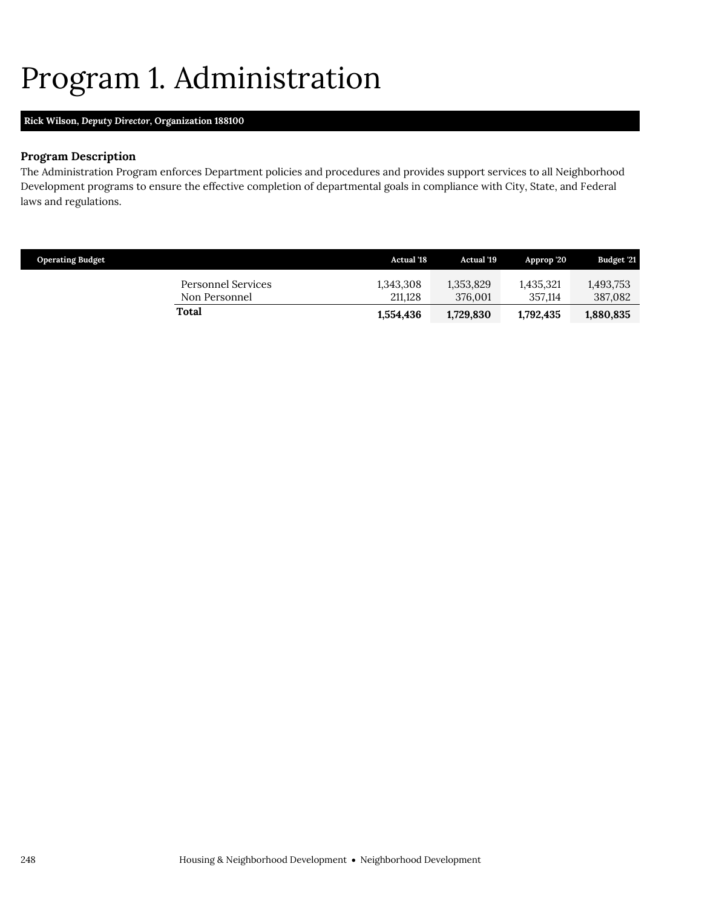# Program 1. Administration

**Rick Wilson, *Deputy Director*, Organization 188100**

### Program Description

The Administration Program enforces Department policies and procedures and provides support services to all Neighborhood Development programs to ensure the effective completion of departmental goals in compliance with City, State, and Federal laws and regulations.

| Operating Budget | Actual '18 | Actual '19 | Approp '20 | Budget '21 |
|---|---|---|---|---|
| Personnel Services | 1,343,308 | 1,353,829 | 1,435,321 | 1,493,753 |
| Non Personnel | 211,128 | 376,001 | 357,114 | 387,082 |
| **Total** | **1,554,436** | **1,729,830** | **1,792,435** | **1,880,835** |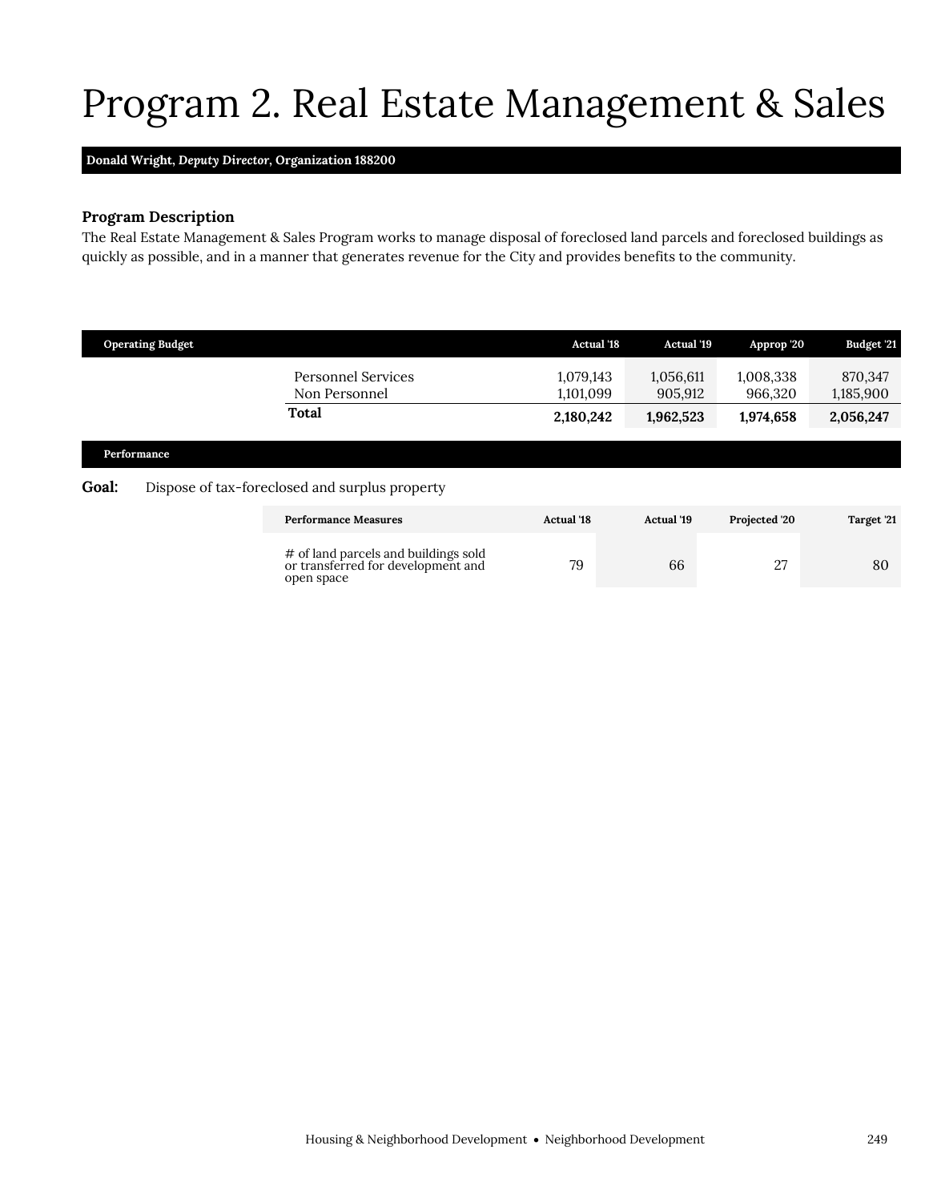# Program 2. Real Estate Management & Sales

**Donald Wright, *Deputy Director*, Organization 188200**

### Program Description

The Real Estate Management & Sales Program works to manage disposal of foreclosed land parcels and foreclosed buildings as quickly as possible, and in a manner that generates revenue for the City and provides benefits to the community.

| Operating Budget | Actual '18 | Actual '19 | Approp '20 | Budget '21 |
|---|---|---|---|---|
| Personnel Services | 1,079,143 | 1,056,611 | 1,008,338 | 870,347 |
| Non Personnel | 1,101,099 | 905,912 | 966,320 | 1,185,900 |
| **Total** | **2,180,242** | **1,962,523** | **1,974,658** | **2,056,247** |

**Performance**

**Goal:** Dispose of tax-foreclosed and surplus property

| Performance Measures | Actual '18 | Actual '19 | Projected '20 | Target '21 |
|---|---|---|---|---|
| # of land parcels and buildings sold or transferred for development and open space | 79 | 66 | 27 | 80 |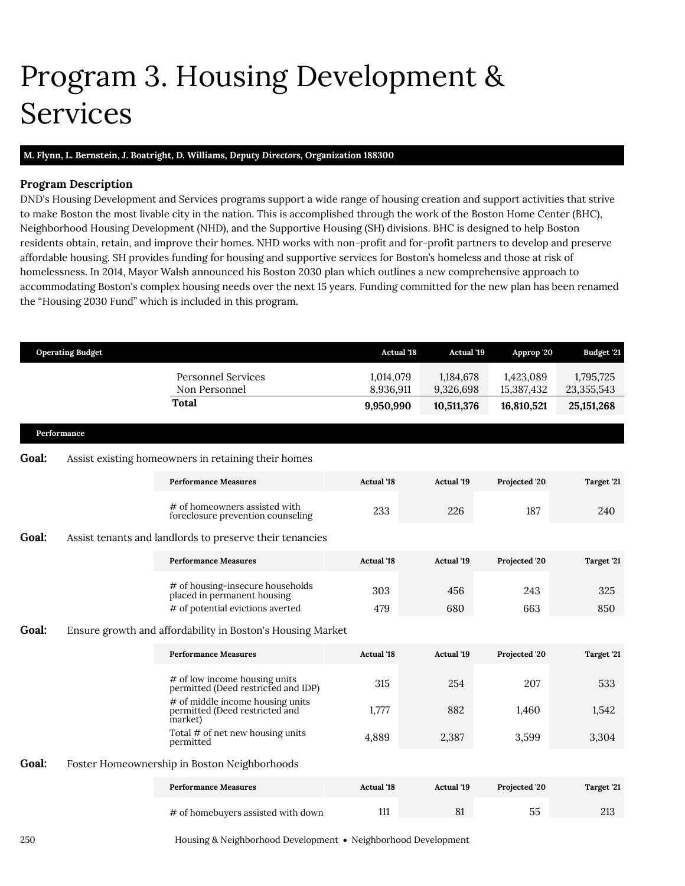#  Program 3. Housing Development & Services

**M. Flynn, L. Bernstein, J. Boatright, D. Williams, *Deputy Directors*, Organization 188300**

### Program Description

DND's Housing Development and Services programs support a wide range of housing creation and support activities that strive to make Boston the most livable city in the nation. This is accomplished through the work of the Boston Home Center (BHC), Neighborhood Housing Development (NHD), and the Supportive Housing (SH) divisions. BHC is designed to help Boston residents obtain, retain, and improve their homes. NHD works with non-profit and for-profit partners to develop and preserve affordable housing. SH provides funding for housing and supportive services for Boston's homeless and those at risk of homelessness. In 2014, Mayor Walsh announced his Boston 2030 plan which outlines a new comprehensive approach to accommodating Boston's complex housing needs over the next 15 years. Funding committed for the new plan has been renamed the "Housing 2030 Fund" which is included in this program.

| Operating Budget | Actual '18 | Actual '19 | Approp '20 | Budget '21 |
|---|---|---|---|---|
| Personnel Services | 1,014,079 | 1,184,678 | 1,423,089 | 1,795,725 |
| Non Personnel | 8,936,911 | 9,326,698 | 15,387,432 | 23,355,543 |
| **Total** | **9,950,990** | **10,511,376** | **16,810,521** | **25,151,268** |

### Performance

**Goal:** Assist existing homeowners in retaining their homes

| Performance Measures | Actual '18 | Actual '19 | Projected '20 | Target '21 |
|---|---|---|---|---|
| # of homeowners assisted with foreclosure prevention counseling | 233 | 226 | 187 | 240 |

**Goal:** Assist tenants and landlords to preserve their tenancies

| Performance Measures | Actual '18 | Actual '19 | Projected '20 | Target '21 |
|---|---|---|---|---|
| # of housing-insecure households placed in permanent housing | 303 | 456 | 243 | 325 |
| # of potential evictions averted | 479 | 680 | 663 | 850 |

**Goal:** Ensure growth and affordability in Boston's Housing Market

| Performance Measures | Actual '18 | Actual '19 | Projected '20 | Target '21 |
|---|---|---|---|---|
| # of low income housing units permitted (Deed restricted and IDP) | 315 | 254 | 207 | 533 |
| # of middle income housing units permitted (Deed restricted and market) | 1,777 | 882 | 1,460 | 1,542 |
| Total # of net new housing units permitted | 4,889 | 2,387 | 3,599 | 3,304 |

**Goal:** Foster Homeownership in Boston Neighborhoods

| Performance Measures | Actual '18 | Actual '19 | Projected '20 | Target '21 |
|---|---|---|---|---|
| # of homebuyers assisted with down | 111 | 81 | 55 | 213 |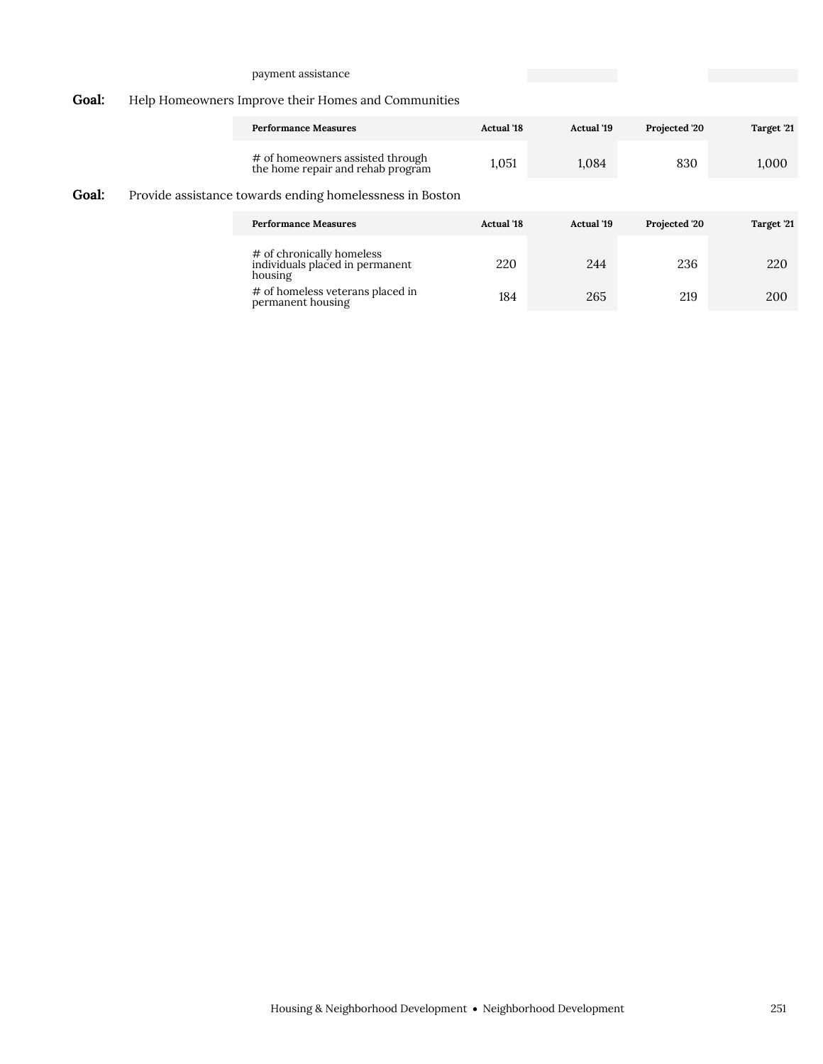payment assistance

**Goal:** Help Homeowners Improve their Homes and Communities

| Performance Measures | Actual '18 | Actual '19 | Projected '20 | Target '21 |
|---|---|---|---|---|
| # of homeowners assisted through the home repair and rehab program | 1,051 | 1,084 | 830 | 1,000 |

**Goal:** Provide assistance towards ending homelessness in Boston

| Performance Measures | Actual '18 | Actual '19 | Projected '20 | Target '21 |
|---|---|---|---|---|
| # of chronically homeless individuals placed in permanent housing | 220 | 244 | 236 | 220 |
| # of homeless veterans placed in permanent housing | 184 | 265 | 219 | 200 |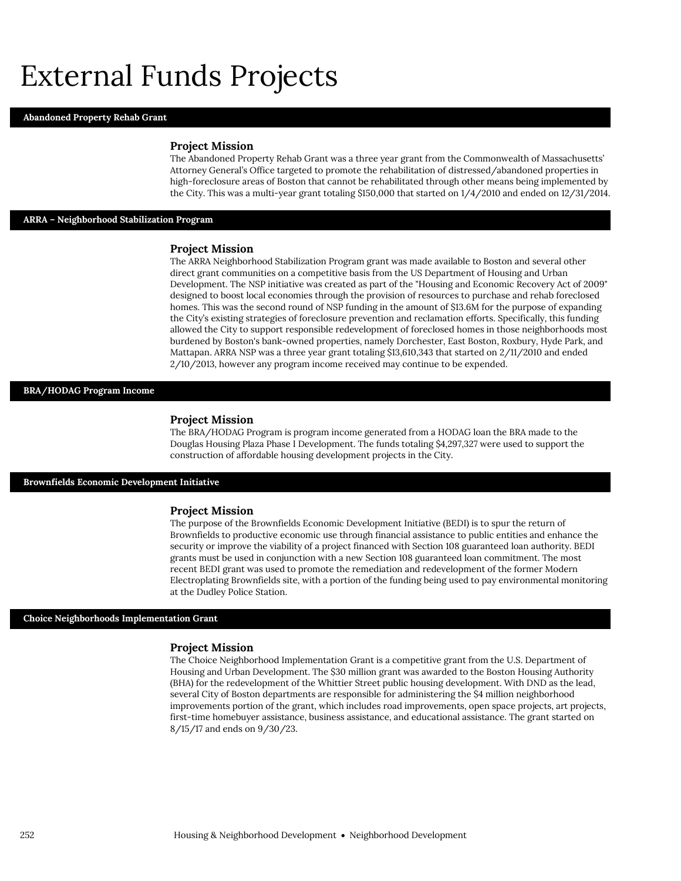# External Funds Projects

## Abandoned Property Rehab Grant

### Project Mission

The Abandoned Property Rehab Grant was a three year grant from the Commonwealth of Massachusetts' Attorney General's Office targeted to promote the rehabilitation of distressed/abandoned properties in high-foreclosure areas of Boston that cannot be rehabilitated through other means being implemented by the City. This was a multi-year grant totaling $150,000 that started on 1/4/2010 and ended on 12/31/2014.

## ARRA – Neighborhood Stabilization Program

### Project Mission

The ARRA Neighborhood Stabilization Program grant was made available to Boston and several other direct grant communities on a competitive basis from the US Department of Housing and Urban Development. The NSP initiative was created as part of the "Housing and Economic Recovery Act of 2009" designed to boost local economies through the provision of resources to purchase and rehab foreclosed homes. This was the second round of NSP funding in the amount of $13.6M for the purpose of expanding the City's existing strategies of foreclosure prevention and reclamation efforts. Specifically, this funding allowed the City to support responsible redevelopment of foreclosed homes in those neighborhoods most burdened by Boston's bank-owned properties, namely Dorchester, East Boston, Roxbury, Hyde Park, and Mattapan. ARRA NSP was a three year grant totaling $13,610,343 that started on 2/11/2010 and ended 2/10/2013, however any program income received may continue to be expended.

## BRA/HODAG Program Income

### Project Mission

The BRA/HODAG Program is program income generated from a HODAG loan the BRA made to the Douglas Housing Plaza Phase I Development. The funds totaling $4,297,327 were used to support the construction of affordable housing development projects in the City.

## Brownfields Economic Development Initiative

### Project Mission

The purpose of the Brownfields Economic Development Initiative (BEDI) is to spur the return of Brownfields to productive economic use through financial assistance to public entities and enhance the security or improve the viability of a project financed with Section 108 guaranteed loan authority. BEDI grants must be used in conjunction with a new Section 108 guaranteed loan commitment. The most recent BEDI grant was used to promote the remediation and redevelopment of the former Modern Electroplating Brownfields site, with a portion of the funding being used to pay environmental monitoring at the Dudley Police Station.

## Choice Neighborhoods Implementation Grant

### Project Mission

The Choice Neighborhood Implementation Grant is a competitive grant from the U.S. Department of Housing and Urban Development. The $30 million grant was awarded to the Boston Housing Authority (BHA) for the redevelopment of the Whittier Street public housing development. With DND as the lead, several City of Boston departments are responsible for administering the $4 million neighborhood improvements portion of the grant, which includes road improvements, open space projects, art projects, first-time homebuyer assistance, business assistance, and educational assistance. The grant started on 8/15/17 and ends on 9/30/23.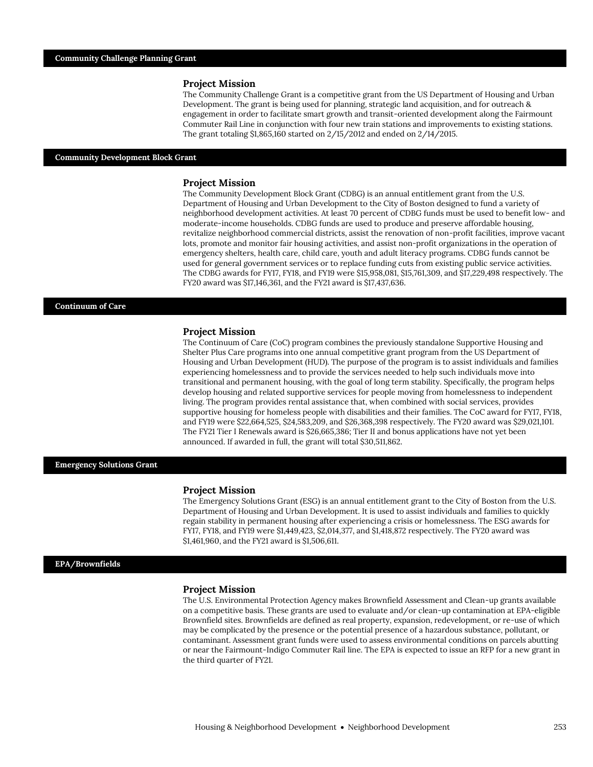## Community Challenge Planning Grant

### Project Mission

The Community Challenge Grant is a competitive grant from the US Department of Housing and Urban Development. The grant is being used for planning, strategic land acquisition, and for outreach & engagement in order to facilitate smart growth and transit-oriented development along the Fairmount Commuter Rail Line in conjunction with four new train stations and improvements to existing stations. The grant totaling $1,865,160 started on 2/15/2012 and ended on 2/14/2015.

## Community Development Block Grant

### Project Mission

The Community Development Block Grant (CDBG) is an annual entitlement grant from the U.S. Department of Housing and Urban Development to the City of Boston designed to fund a variety of neighborhood development activities. At least 70 percent of CDBG funds must be used to benefit low- and moderate-income households. CDBG funds are used to produce and preserve affordable housing, revitalize neighborhood commercial districts, assist the renovation of non-profit facilities, improve vacant lots, promote and monitor fair housing activities, and assist non-profit organizations in the operation of emergency shelters, health care, child care, youth and adult literacy programs. CDBG funds cannot be used for general government services or to replace funding cuts from existing public service activities. The CDBG awards for FY17, FY18, and FY19 were $15,958,081, $15,761,309, and $17,229,498 respectively. The FY20 award was $17,146,361, and the FY21 award is $17,437,636.

## Continuum of Care

### Project Mission

The Continuum of Care (CoC) program combines the previously standalone Supportive Housing and Shelter Plus Care programs into one annual competitive grant program from the US Department of Housing and Urban Development (HUD). The purpose of the program is to assist individuals and families experiencing homelessness and to provide the services needed to help such individuals move into transitional and permanent housing, with the goal of long term stability. Specifically, the program helps develop housing and related supportive services for people moving from homelessness to independent living. The program provides rental assistance that, when combined with social services, provides supportive housing for homeless people with disabilities and their families. The CoC award for FY17, FY18, and FY19 were $22,664,525, $24,583,209, and $26,368,398 respectively. The FY20 award was $29,021,101. The FY21 Tier I Renewals award is $26,665,386; Tier II and bonus applications have not yet been announced. If awarded in full, the grant will total $30,511,862.

## Emergency Solutions Grant

### Project Mission

The Emergency Solutions Grant (ESG) is an annual entitlement grant to the City of Boston from the U.S. Department of Housing and Urban Development. It is used to assist individuals and families to quickly regain stability in permanent housing after experiencing a crisis or homelessness. The ESG awards for FY17, FY18, and FY19 were $1,449,423, $2,014,377, and $1,418,872 respectively. The FY20 award was $1,461,960, and the FY21 award is $1,506,611.

## EPA/Brownfields

### Project Mission

The U.S. Environmental Protection Agency makes Brownfield Assessment and Clean-up grants available on a competitive basis. These grants are used to evaluate and/or clean-up contamination at EPA-eligible Brownfield sites. Brownfields are defined as real property, expansion, redevelopment, or re-use of which may be complicated by the presence or the potential presence of a hazardous substance, pollutant, or contaminant. Assessment grant funds were used to assess environmental conditions on parcels abutting or near the Fairmount-Indigo Commuter Rail line. The EPA is expected to issue an RFP for a new grant in the third quarter of FY21.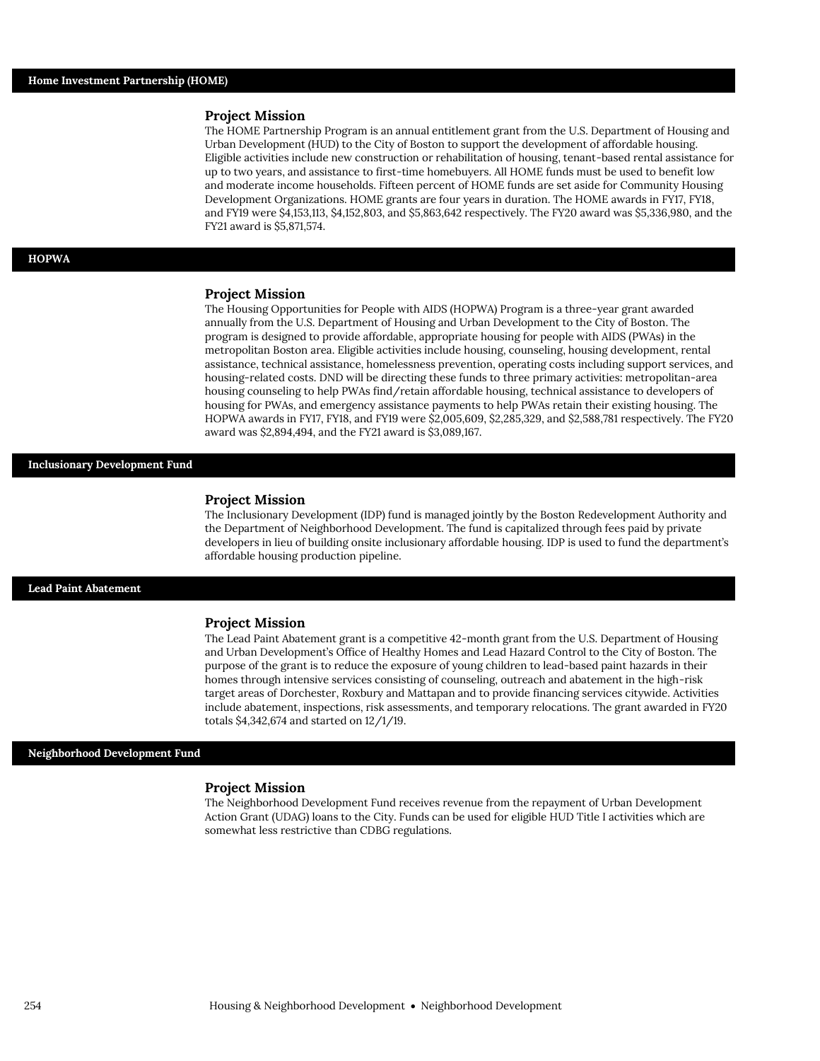## Home Investment Partnership (HOME)

### Project Mission

The HOME Partnership Program is an annual entitlement grant from the U.S. Department of Housing and Urban Development (HUD) to the City of Boston to support the development of affordable housing. Eligible activities include new construction or rehabilitation of housing, tenant-based rental assistance for up to two years, and assistance to first-time homebuyers. All HOME funds must be used to benefit low and moderate income households. Fifteen percent of HOME funds are set aside for Community Housing Development Organizations. HOME grants are four years in duration. The HOME awards in FY17, FY18, and FY19 were $4,153,113, $4,152,803, and $5,863,642 respectively. The FY20 award was $5,336,980, and the FY21 award is $5,871,574.

## HOPWA

### Project Mission

The Housing Opportunities for People with AIDS (HOPWA) Program is a three-year grant awarded annually from the U.S. Department of Housing and Urban Development to the City of Boston. The program is designed to provide affordable, appropriate housing for people with AIDS (PWAs) in the metropolitan Boston area. Eligible activities include housing, counseling, housing development, rental assistance, technical assistance, homelessness prevention, operating costs including support services, and housing-related costs. DND will be directing these funds to three primary activities: metropolitan-area housing counseling to help PWAs find/retain affordable housing, technical assistance to developers of housing for PWAs, and emergency assistance payments to help PWAs retain their existing housing. The HOPWA awards in FY17, FY18, and FY19 were $2,005,609, $2,285,329, and $2,588,781 respectively. The FY20 award was $2,894,494, and the FY21 award is $3,089,167.

## Inclusionary Development Fund

### Project Mission

The Inclusionary Development (IDP) fund is managed jointly by the Boston Redevelopment Authority and the Department of Neighborhood Development. The fund is capitalized through fees paid by private developers in lieu of building onsite inclusionary affordable housing. IDP is used to fund the department's affordable housing production pipeline.

## Lead Paint Abatement

### Project Mission

The Lead Paint Abatement grant is a competitive 42-month grant from the U.S. Department of Housing and Urban Development's Office of Healthy Homes and Lead Hazard Control to the City of Boston. The purpose of the grant is to reduce the exposure of young children to lead-based paint hazards in their homes through intensive services consisting of counseling, outreach and abatement in the high-risk target areas of Dorchester, Roxbury and Mattapan and to provide financing services citywide. Activities include abatement, inspections, risk assessments, and temporary relocations. The grant awarded in FY20 totals $4,342,674 and started on 12/1/19.

## Neighborhood Development Fund

### Project Mission

The Neighborhood Development Fund receives revenue from the repayment of Urban Development Action Grant (UDAG) loans to the City. Funds can be used for eligible HUD Title I activities which are somewhat less restrictive than CDBG regulations.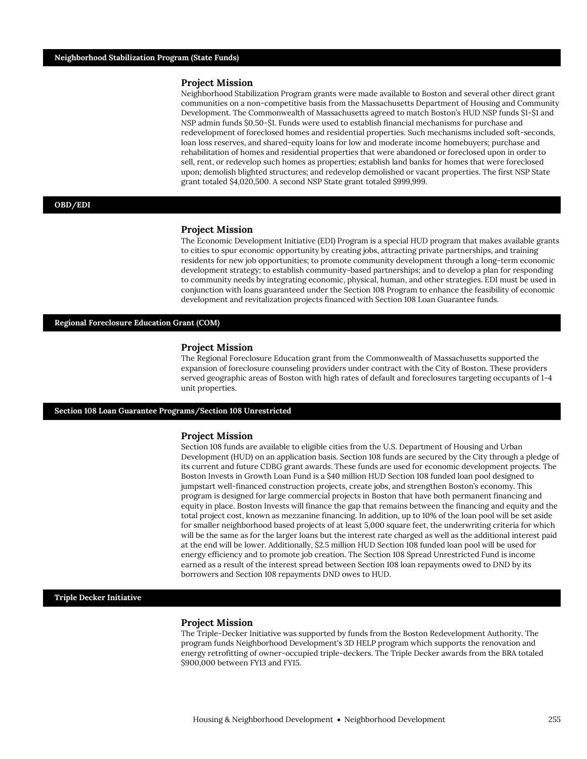## Neighborhood Stabilization Program (State Funds)

### Project Mission

Neighborhood Stabilization Program grants were made available to Boston and several other direct grant communities on a non-competitive basis from the Massachusetts Department of Housing and Community Development. The Commonwealth of Massachusetts agreed to match Boston's HUD NSP funds $1-$1 and NSP admin funds $0.50-$1. Funds were used to establish financial mechanisms for purchase and redevelopment of foreclosed homes and residential properties. Such mechanisms included soft-seconds, loan loss reserves, and shared-equity loans for low and moderate income homebuyers; purchase and rehabilitation of homes and residential properties that were abandoned or foreclosed upon in order to sell, rent, or redevelop such homes as properties; establish land banks for homes that were foreclosed upon; demolish blighted structures; and redevelop demolished or vacant properties. The first NSP State grant totaled $4,020,500. A second NSP State grant totaled $999,999.

## OBD/EDI

### Project Mission

The Economic Development Initiative (EDI) Program is a special HUD program that makes available grants to cities to spur economic opportunity by creating jobs, attracting private partnerships, and training residents for new job opportunities; to promote community development through a long-term economic development strategy; to establish community-based partnerships; and to develop a plan for responding to community needs by integrating economic, physical, human, and other strategies. EDI must be used in conjunction with loans guaranteed under the Section 108 Program to enhance the feasibility of economic development and revitalization projects financed with Section 108 Loan Guarantee funds.

## Regional Foreclosure Education Grant (COM)

### Project Mission

The Regional Foreclosure Education grant from the Commonwealth of Massachusetts supported the expansion of foreclosure counseling providers under contract with the City of Boston. These providers served geographic areas of Boston with high rates of default and foreclosures targeting occupants of 1-4 unit properties.

## Section 108 Loan Guarantee Programs/Section 108 Unrestricted

### Project Mission

Section 108 funds are available to eligible cities from the U.S. Department of Housing and Urban Development (HUD) on an application basis. Section 108 funds are secured by the City through a pledge of its current and future CDBG grant awards. These funds are used for economic development projects. The Boston Invests in Growth Loan Fund is a $40 million HUD Section 108 funded loan pool designed to jumpstart well-financed construction projects, create jobs, and strengthen Boston's economy. This program is designed for large commercial projects in Boston that have both permanent financing and equity in place. Boston Invests will finance the gap that remains between the financing and equity and the total project cost, known as mezzanine financing. In addition, up to 10% of the loan pool will be set aside for smaller neighborhood based projects of at least 5,000 square feet, the underwriting criteria for which will be the same as for the larger loans but the interest rate charged as well as the additional interest paid at the end will be lower. Additionally, $2.5 million HUD Section 108 funded loan pool will be used for energy efficiency and to promote job creation. The Section 108 Spread Unrestricted Fund is income earned as a result of the interest spread between Section 108 loan repayments owed to DND by its borrowers and Section 108 repayments DND owes to HUD.

## Triple Decker Initiative

### Project Mission

The Triple-Decker Initiative was supported by funds from the Boston Redevelopment Authority. The program funds Neighborhood Development's 3D HELP program which supports the renovation and energy retrofitting of owner-occupied triple-deckers. The Triple Decker awards from the BRA totaled $900,000 between FY13 and FY15.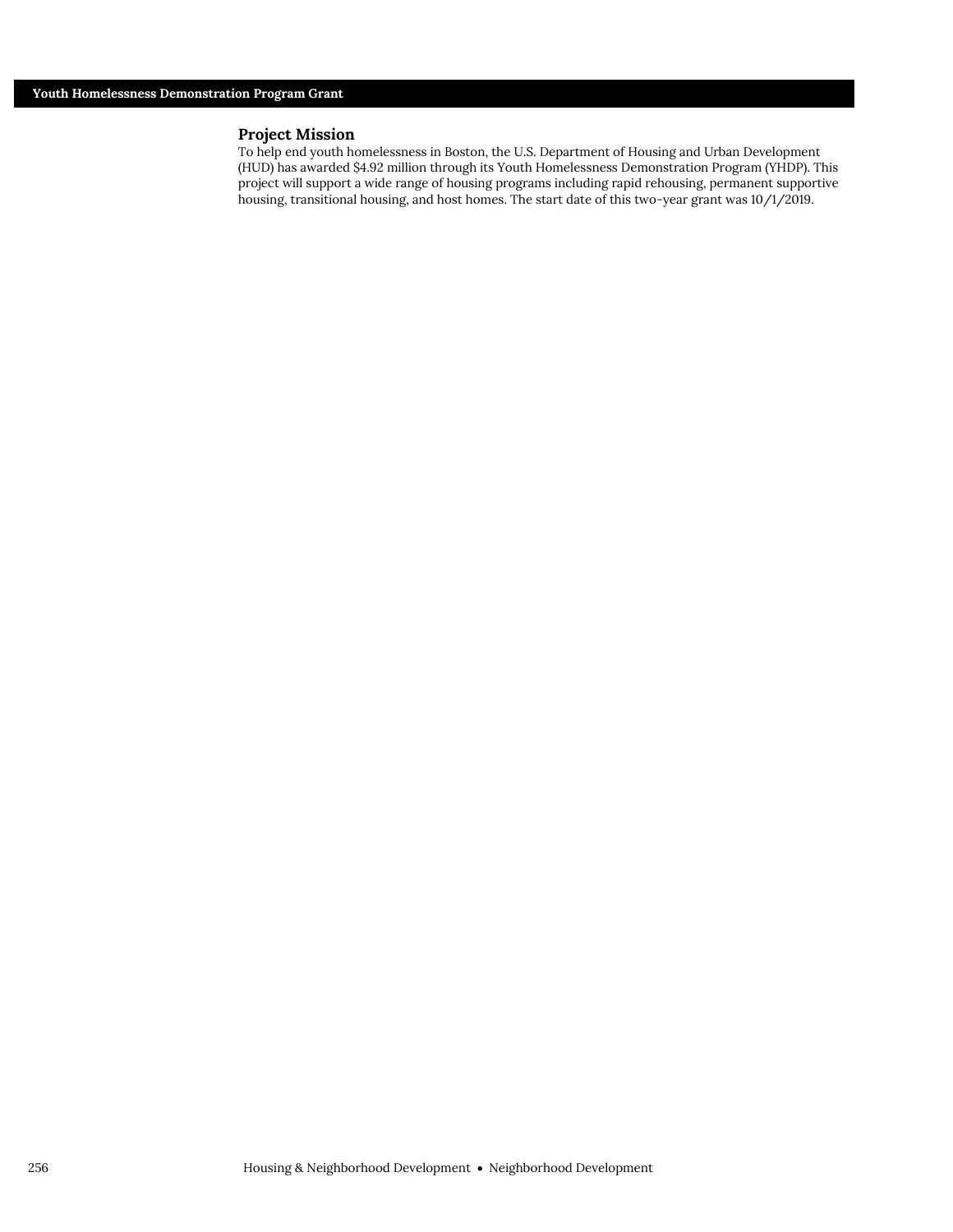## Youth Homelessness Demonstration Program Grant

### Project Mission

To help end youth homelessness in Boston, the U.S. Department of Housing and Urban Development (HUD) has awarded $4.92 million through its Youth Homelessness Demonstration Program (YHDP). This project will support a wide range of housing programs including rapid rehousing, permanent supportive housing, transitional housing, and host homes. The start date of this two-year grant was 10/1/2019.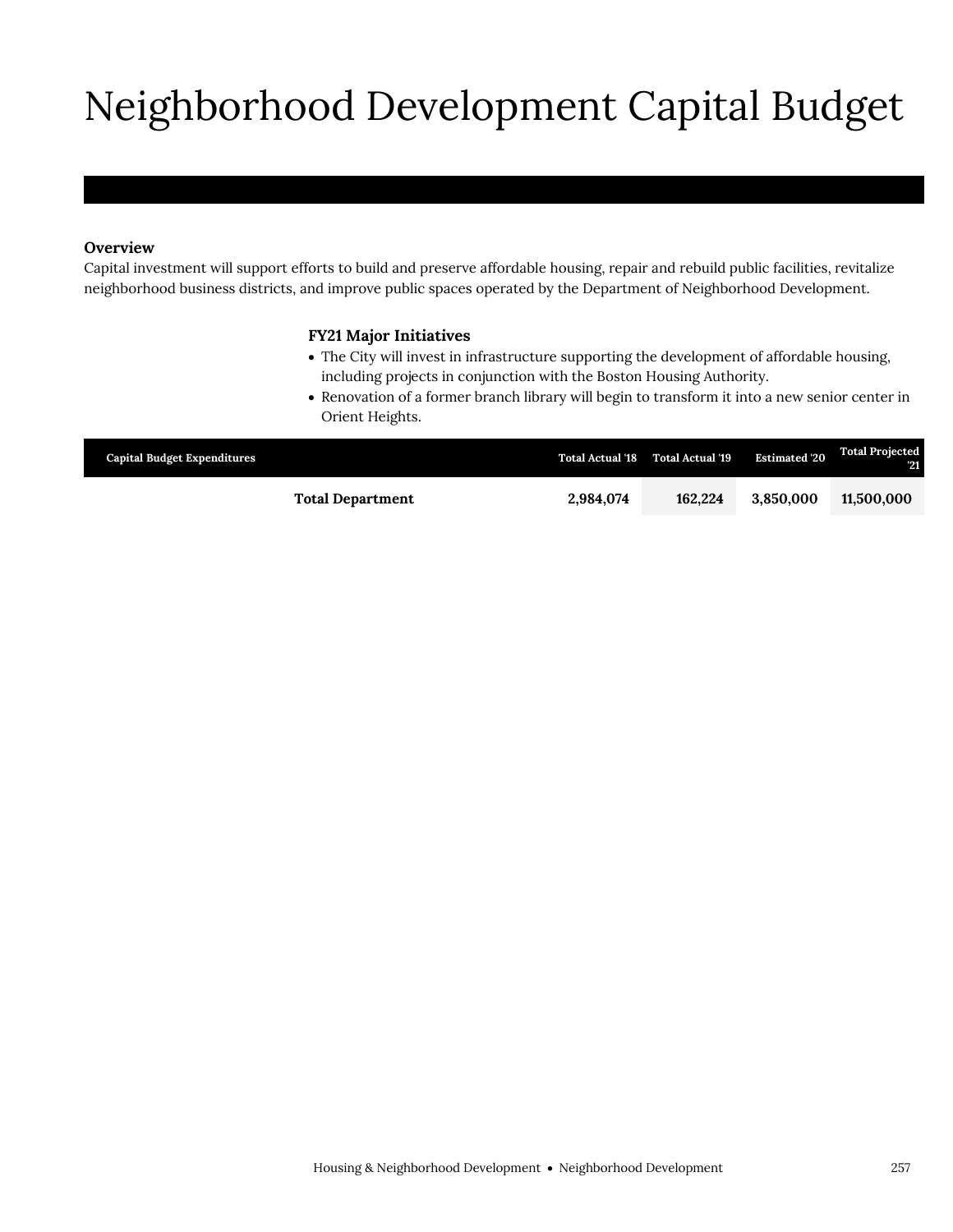# Neighborhood Development Capital Budget

**Overview**

Capital investment will support efforts to build and preserve affordable housing, repair and rebuild public facilities, revitalize neighborhood business districts, and improve public spaces operated by the Department of Neighborhood Development.

**FY21 Major Initiatives**

- The City will invest in infrastructure supporting the development of affordable housing, including projects in conjunction with the Boston Housing Authority.
- Renovation of a former branch library will begin to transform it into a new senior center in Orient Heights.

| Capital Budget Expenditures | Total Actual '18 | Total Actual '19 | Estimated '20 | Total Projected '21 |
|---|---|---|---|---|
| **Total Department** | **2,984,074** | **162,224** | **3,850,000** | **11,500,000** |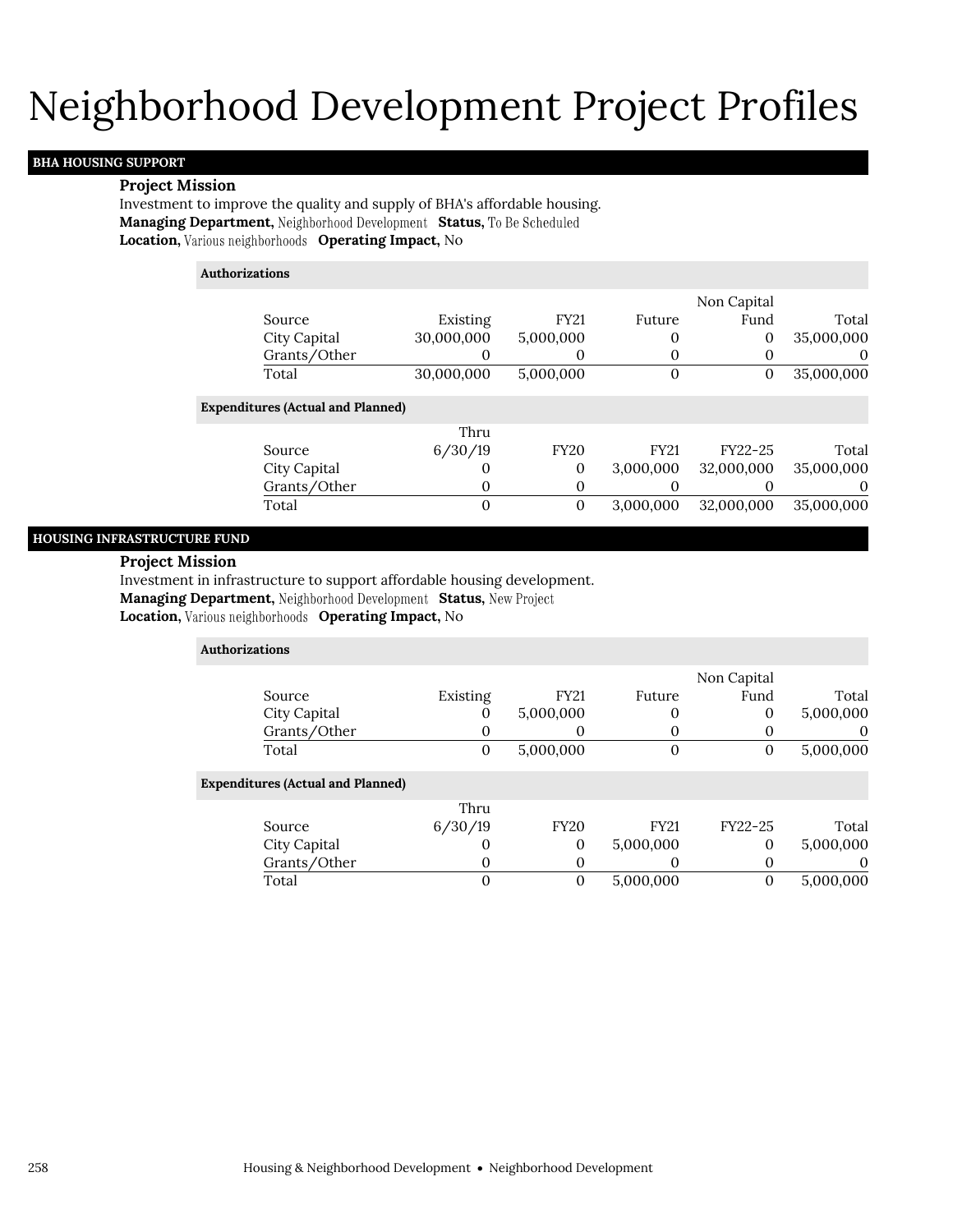# Neighborhood Development Project Profiles

## BHA HOUSING SUPPORT

**Project Mission**

Investment to improve the quality and supply of BHA's affordable housing.

**Managing Department,** Neighborhood Development **Status,** To Be Scheduled

**Location,** Various neighborhoods **Operating Impact,** No

**Authorizations**

| Source | Existing | FY21 | Future | Non Capital Fund | Total |
|---|---|---|---|---|---|
| City Capital | 30,000,000 | 5,000,000 | 0 | 0 | 35,000,000 |
| Grants/Other | 0 | 0 | 0 | 0 | 0 |
| Total | 30,000,000 | 5,000,000 | 0 | 0 | 35,000,000 |

**Expenditures (Actual and Planned)**

| Source | Thru 6/30/19 | FY20 | FY21 | FY22-25 | Total |
|---|---|---|---|---|---|
| City Capital | 0 | 0 | 3,000,000 | 32,000,000 | 35,000,000 |
| Grants/Other | 0 | 0 | 0 | 0 | 0 |
| Total | 0 | 0 | 3,000,000 | 32,000,000 | 35,000,000 |

## HOUSING INFRASTRUCTURE FUND

**Project Mission**

Investment in infrastructure to support affordable housing development.

**Managing Department,** Neighborhood Development **Status,** New Project

**Location,** Various neighborhoods **Operating Impact,** No

**Authorizations**

| Source | Existing | FY21 | Future | Non Capital Fund | Total |
|---|---|---|---|---|---|
| City Capital | 0 | 5,000,000 | 0 | 0 | 5,000,000 |
| Grants/Other | 0 | 0 | 0 | 0 | 0 |
| Total | 0 | 5,000,000 | 0 | 0 | 5,000,000 |

**Expenditures (Actual and Planned)**

| Source | Thru 6/30/19 | FY20 | FY21 | FY22-25 | Total |
|---|---|---|---|---|---|
| City Capital | 0 | 0 | 5,000,000 | 0 | 5,000,000 |
| Grants/Other | 0 | 0 | 0 | 0 | 0 |
| Total | 0 | 0 | 5,000,000 | 0 | 5,000,000 |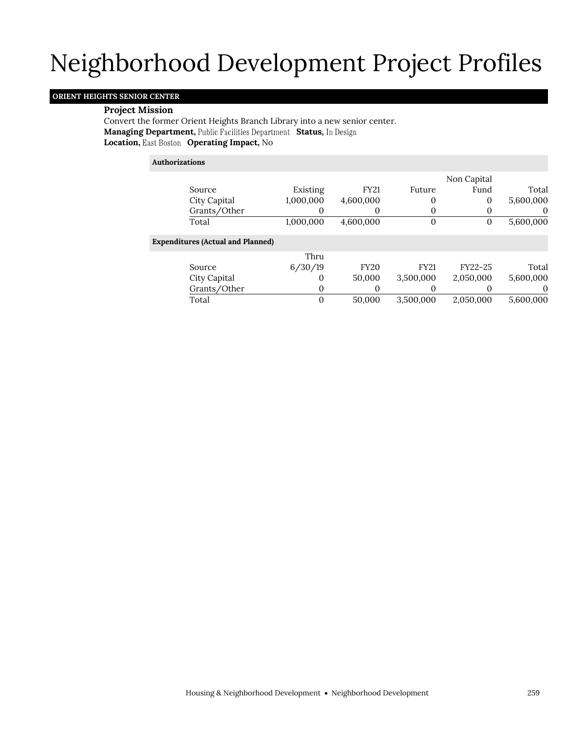# Neighborhood Development Project Profiles

## ORIENT HEIGHTS SENIOR CENTER

**Project Mission**

Convert the former Orient Heights Branch Library into a new senior center.

**Managing Department,** Public Facilities Department **Status,** In Design

**Location,** East Boston **Operating Impact,** No

**Authorizations**

| Source | Existing | FY21 | Future | Non Capital Fund | Total |
|---|---|---|---|---|---|
| City Capital | 1,000,000 | 4,600,000 | 0 | 0 | 5,600,000 |
| Grants/Other | 0 | 0 | 0 | 0 | 0 |
| Total | 1,000,000 | 4,600,000 | 0 | 0 | 5,600,000 |

**Expenditures (Actual and Planned)**

| Source | Thru 6/30/19 | FY20 | FY21 | FY22-25 | Total |
|---|---|---|---|---|---|
| City Capital | 0 | 50,000 | 3,500,000 | 2,050,000 | 5,600,000 |
| Grants/Other | 0 | 0 | 0 | 0 | 0 |
| Total | 0 | 50,000 | 3,500,000 | 2,050,000 | 5,600,000 |